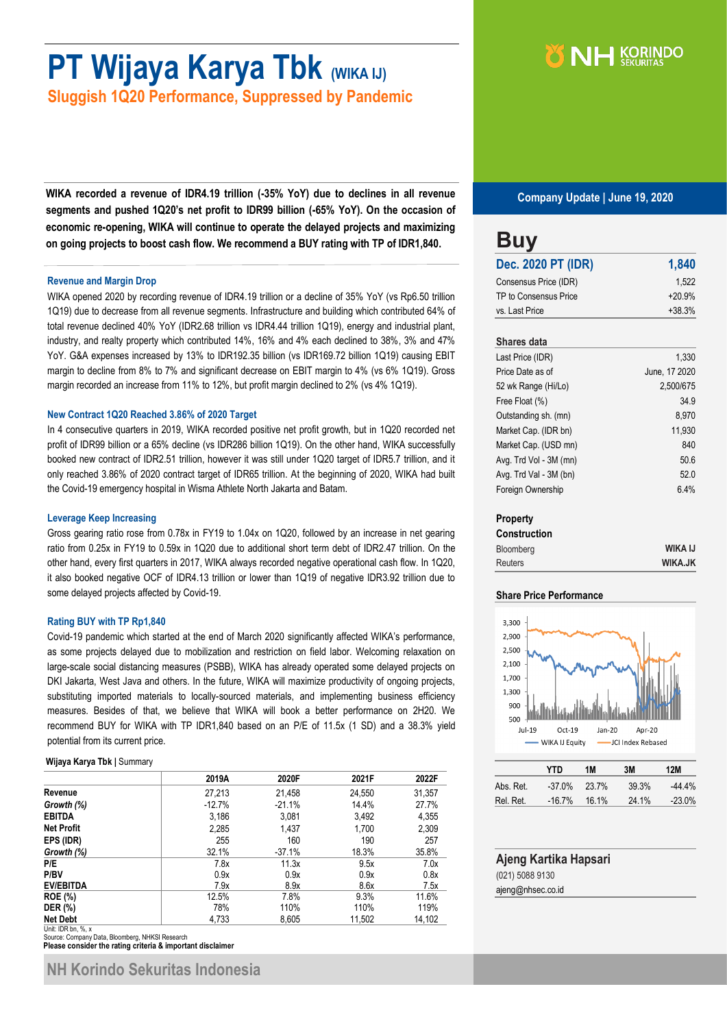# PT Wijaya Karya Tbk (WIKA IJ)

## Sluggish 1Q20 Performance, Suppressed by Pandemic

Company Update | June 19, 2020

**WIKA recorded a revenue of IDR4.19 trillion (-35% YoY) due to declines in all revenue segments and pushed 1Q20's net profit to IDR99 billion (-65% YoY). On the occasion of economic re-opening, WIKA will continue to operate the delayed projects and maximizing on going projects to boost cash flow. We recommend a BUY rating with TP of IDR1,840.**

### Revenue and Margin Drop

WIKA opened 2020 by recording revenue of IDR4.19 trillion or a decline of 35% YoY (vs Rp6.50 trillion 1Q19) due to decrease from all revenue segments. Infrastructure and building which contributed 64% of total revenue declined 40% YoY (IDR2.68 trillion vs IDR4.44 trillion 1Q19), energy and industrial plant, industry, and realty property which contributed 14%, 16% and 4% each declined to 38%, 3% and 47% YoY. G&A expenses increased by 13% to IDR192.35 billion (vs IDR169.72 billion 1Q19) causing EBIT margin to decline from 8% to 7% and significant decrease on EBIT margin to 4% (vs 6% 1Q19). Gross margin recorded an increase from 11% to 12%, but profit margin declined to 2% (vs 4% 1Q19).

### New Contract 1Q20 Reached 3.86% of 2020 Target

In 4 consecutive quarters in 2019, WIKA recorded positive net profit growth, but in 1Q20 recorded net profit of IDR99 billion or a 65% decline (vs IDR286 billion 1Q19). On the other hand, WIKA successfully booked new contract of IDR2.51 trillion, however it was still under 1Q20 target of IDR5.7 trillion, and it only reached 3.86% of 2020 contract target of IDR65 trillion. At the beginning of 2020, WIKA had built the Covid-19 emergency hospital in Wisma Athlete North Jakarta and Batam.

### Leverage Keep Increasing

Gross gearing ratio rose from 0.78x in FY19 to 1.04x on 1Q20, followed by an increase in net gearing ratio from 0.25x in FY19 to 0.59x in 1Q20 due to additional short term debt of IDR2.47 trillion. On the other hand, every first quarters in 2017, WIKA always recorded negative operational cash flow. In 1Q20, it also booked negative OCF of IDR4.13 trillion or lower than 1Q19 of negative IDR3.92 trillion due to some delayed projects affected by Covid-19.

### Rating BUY with TP Rp1,840

Covid-19 pandemic which started at the end of March 2020 significantly affected WIKA's performance, as some projects delayed due to mobilization and restriction on field labor. Welcoming relaxation on large-scale social distancing measures (PSBB), WIKA has already operated some delayed projects on DKI Jakarta, West Java and others. In the future, WIKA will maximize productivity of ongoing projects, substituting imported materials to locally-sourced materials, and implementing business efficiency measures. Besides of that, we believe that WIKA will book a better performance on 2H20. We recommend BUY for WIKA with TP IDR1,840 based on an P/E of 11.5x (1 SD) and a 38.3% yield potential from its current price.

**Wijaya Karya Tbk** | Summary

| | 2019A | 2020F | 2021F | 2022F |
|---|---|---|---|---|
| **Revenue** | 27,213 | 21,458 | 24,550 | 31,357 |
| ***Growth (%)*** | -12.7% | -21.1% | 14.4% | 27.7% |
| **EBITDA** | 3,186 | 3,081 | 3,492 | 4,355 |
| **Net Profit** | 2,285 | 1,437 | 1,700 | 2,309 |
| **EPS (IDR)** | 255 | 160 | 190 | 257 |
| ***Growth (%)*** | 32.1% | -37.1% | 18.3% | 35.8% |
| **P/E** | 7.8x | 11.3x | 9.5x | 7.0x |
| **P/BV** | 0.9x | 0.9x | 0.9x | 0.8x |
| **EV/EBITDA** | 7.9x | 8.9x | 8.6x | 7.5x |
| **ROE (%)** | 12.5% | 7.8% | 9.3% | 11.6% |
| **DER (%)** | 78% | 110% | 110% | 119% |
| **Net Debt** | 4,733 | 8,605 | 11,502 | 14,102 |

Unit: IDR bn, %, x
Source: Company Data, Bloomberg, NHKSI Research
**Please consider the rating criteria & important disclaimer**

## Buy

| Dec. 2020 PT (IDR) | 1,840 |
|---|---|
| Consensus Price (IDR) | 1,522 |
| TP to Consensus Price | +20.9% |
| vs. Last Price | +38.3% |

### Shares data

| | |
|---|---|
| Last Price (IDR) | 1,330 |
| Price Date as of | June, 17 2020 |
| 52 wk Range (Hi/Lo) | 2,500/675 |
| Free Float (%) | 34.9 |
| Outstanding sh. (mn) | 8,970 |
| Market Cap. (IDR bn) | 11,930 |
| Market Cap. (USD mn) | 840 |
| Avg. Trd Vol - 3M (mn) | 50.6 |
| Avg. Trd Val - 3M (bn) | 52.0 |
| Foreign Ownership | 6.4% |

**Property**
**Construction**

| | |
|---|---|
| Bloomberg | **WIKA IJ** |
| Reuters | **WIKA.JK** |

### Share Price Performance

| | YTD | 1M | 3M | 12M |
|---|---|---|---|---|
| Abs. Ret. | -37.0% | 23.7% | 39.3% | -44.4% |
| Rel. Ret. | -16.7% | 16.1% | 24.1% | -23.0% |

**Ajeng Kartika Hapsari**
(021) 5088 9130
ajeng@nhsec.co.id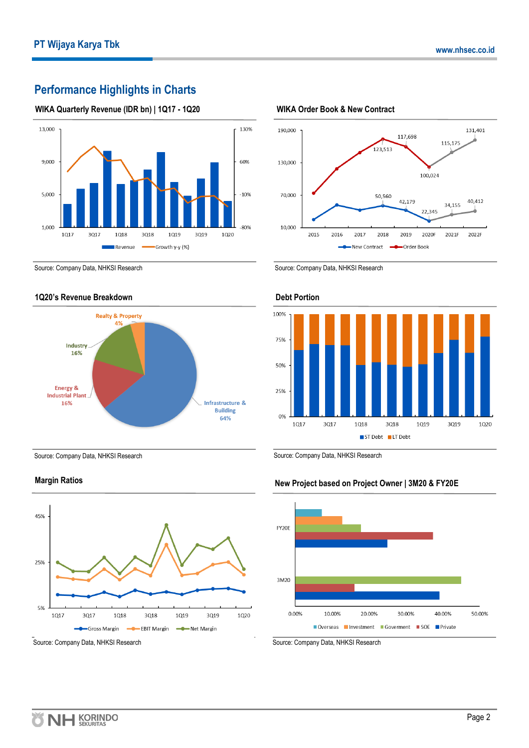## Performance Highlights in Charts

### WIKA Quarterly Revenue (IDR bn) | 1Q17 - 1Q20

13,000 | 9,000 | 5,000 | 1,000

130% | 60% | -10% | -80%

1Q17 3Q17 1Q18 3Q18 1Q19 3Q19 1Q20

Revenue — Growth y-y (%)

Source: Company Data, NHKSI Research

### WIKA Order Book & New Contract

190,000 | 130,000 | 70,000 | 10,000

2015 2016 2017 2018 2019 2020F 2021F 2022F

Order Book: 123,513; 117,698; 100,024; 115,175; 131,401

New Contract: 50,560; 42,179; 22,345; 34,155; 40,412

New Contract — Order Book

Source: Company Data, NHKSI Research

### 1Q20's Revenue Breakdown

- Realty & Property 4%
- Industry 16%
- Energy & Industrial Plant 16%
- Infrastructure & Building 64%

Source: Company Data, NHKSI Research

### Debt Portion

100% | 75% | 50% | 25% | 0%

1Q17 3Q17 1Q18 3Q18 1Q19 3Q19 1Q20

ST Debt — LT Debt

Source: Company Data, NHKSI Research

### Margin Ratios

45% | 25% | 5%

1Q17 3Q17 1Q18 3Q18 1Q19 3Q19 1Q20

Gross Margin — EBIT Margin — Net Margin

Source: Company Data, NHKSI Research

### New Project based on Project Owner | 3M20 & FY20E

FY20E | 3M20

0.00% 10.00% 20.00% 30.00% 40.00% 50.00%

Overseas — Investment — Goverment — SOE — Private

Source: Company Data, NHKSI Research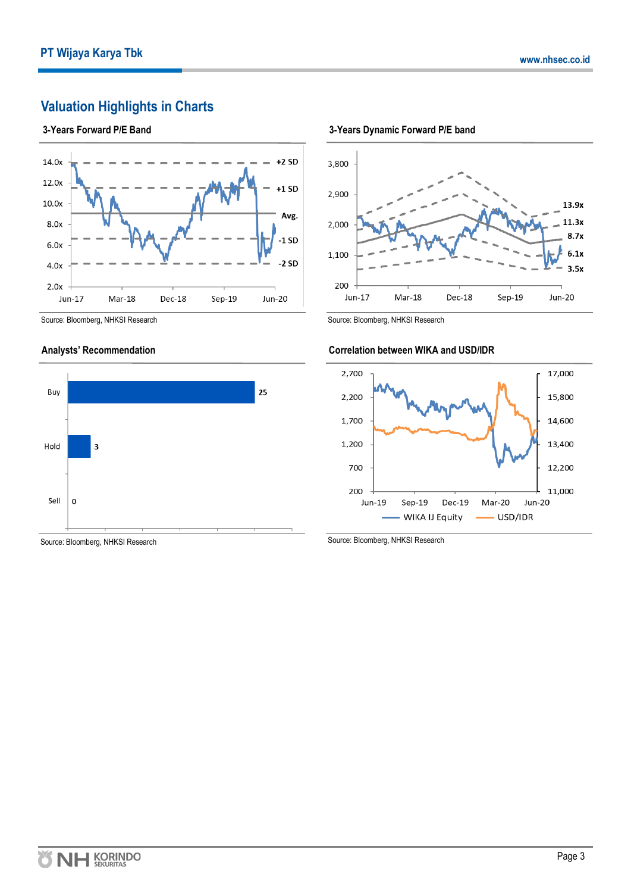## Valuation Highlights in Charts

### 3-Years Forward P/E Band

Source: Bloomberg, NHKSI Research

### 3-Years Dynamic Forward P/E band

Source: Bloomberg, NHKSI Research

### Analysts' Recommendation

| Recommendation | Count |
|---|---|
| Buy | 25 |
| Hold | 3 |
| Sell | 0 |

Source: Bloomberg, NHKSI Research

### Correlation between WIKA and USD/IDR

Source: Bloomberg, NHKSI Research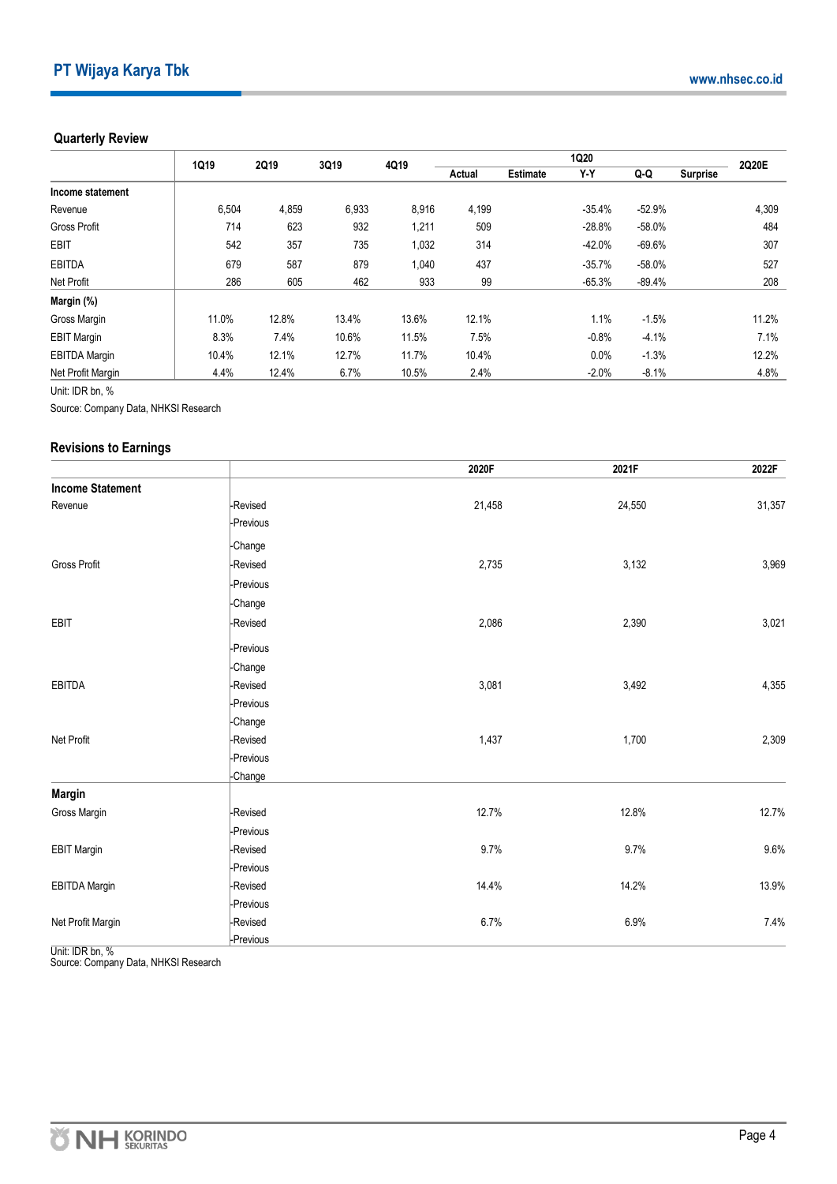## Quarterly Review

| | 1Q19 | 2Q19 | 3Q19 | 4Q19 | 1Q20 | | | | | 2Q20E |
|---|---|---|---|---|---|---|---|---|---|---|
| | | | | | Actual | Estimate | Y-Y | Q-Q | Surprise | |
| **Income statement** | | | | | | | | | | |
| Revenue | 6,504 | 4,859 | 6,933 | 8,916 | 4,199 | | -35.4% | -52.9% | | 4,309 |
| Gross Profit | 714 | 623 | 932 | 1,211 | 509 | | -28.8% | -58.0% | | 484 |
| EBIT | 542 | 357 | 735 | 1,032 | 314 | | -42.0% | -69.6% | | 307 |
| EBITDA | 679 | 587 | 879 | 1,040 | 437 | | -35.7% | -58.0% | | 527 |
| Net Profit | 286 | 605 | 462 | 933 | 99 | | -65.3% | -89.4% | | 208 |
| **Margin (%)** | | | | | | | | | | |
| Gross Margin | 11.0% | 12.8% | 13.4% | 13.6% | 12.1% | | 1.1% | -1.5% | | 11.2% |
| EBIT Margin | 8.3% | 7.4% | 10.6% | 11.5% | 7.5% | | -0.8% | -4.1% | | 7.1% |
| EBITDA Margin | 10.4% | 12.1% | 12.7% | 11.7% | 10.4% | | 0.0% | -1.3% | | 12.2% |
| Net Profit Margin | 4.4% | 12.4% | 6.7% | 10.5% | 2.4% | | -2.0% | -8.1% | | 4.8% |

Unit: IDR bn, %

Source: Company Data, NHKSI Research

## Revisions to Earnings

| | | 2020F | 2021F | 2022F |
|---|---|---|---|---|
| **Income Statement** | | | | |
| Revenue | -Revised | 21,458 | 24,550 | 31,357 |
| | -Previous | | | |
| | -Change | | | |
| Gross Profit | -Revised | 2,735 | 3,132 | 3,969 |
| | -Previous | | | |
| | -Change | | | |
| EBIT | -Revised | 2,086 | 2,390 | 3,021 |
| | -Previous | | | |
| | -Change | | | |
| EBITDA | -Revised | 3,081 | 3,492 | 4,355 |
| | -Previous | | | |
| | -Change | | | |
| Net Profit | -Revised | 1,437 | 1,700 | 2,309 |
| | -Previous | | | |
| | -Change | | | |
| **Margin** | | | | |
| Gross Margin | -Revised | 12.7% | 12.8% | 12.7% |
| | -Previous | | | |
| EBIT Margin | -Revised | 9.7% | 9.7% | 9.6% |
| | -Previous | | | |
| EBITDA Margin | -Revised | 14.4% | 14.2% | 13.9% |
| | -Previous | | | |
| Net Profit Margin | -Revised | 6.7% | 6.9% | 7.4% |
| | -Previous | | | |

Unit: IDR bn, %

Source: Company Data, NHKSI Research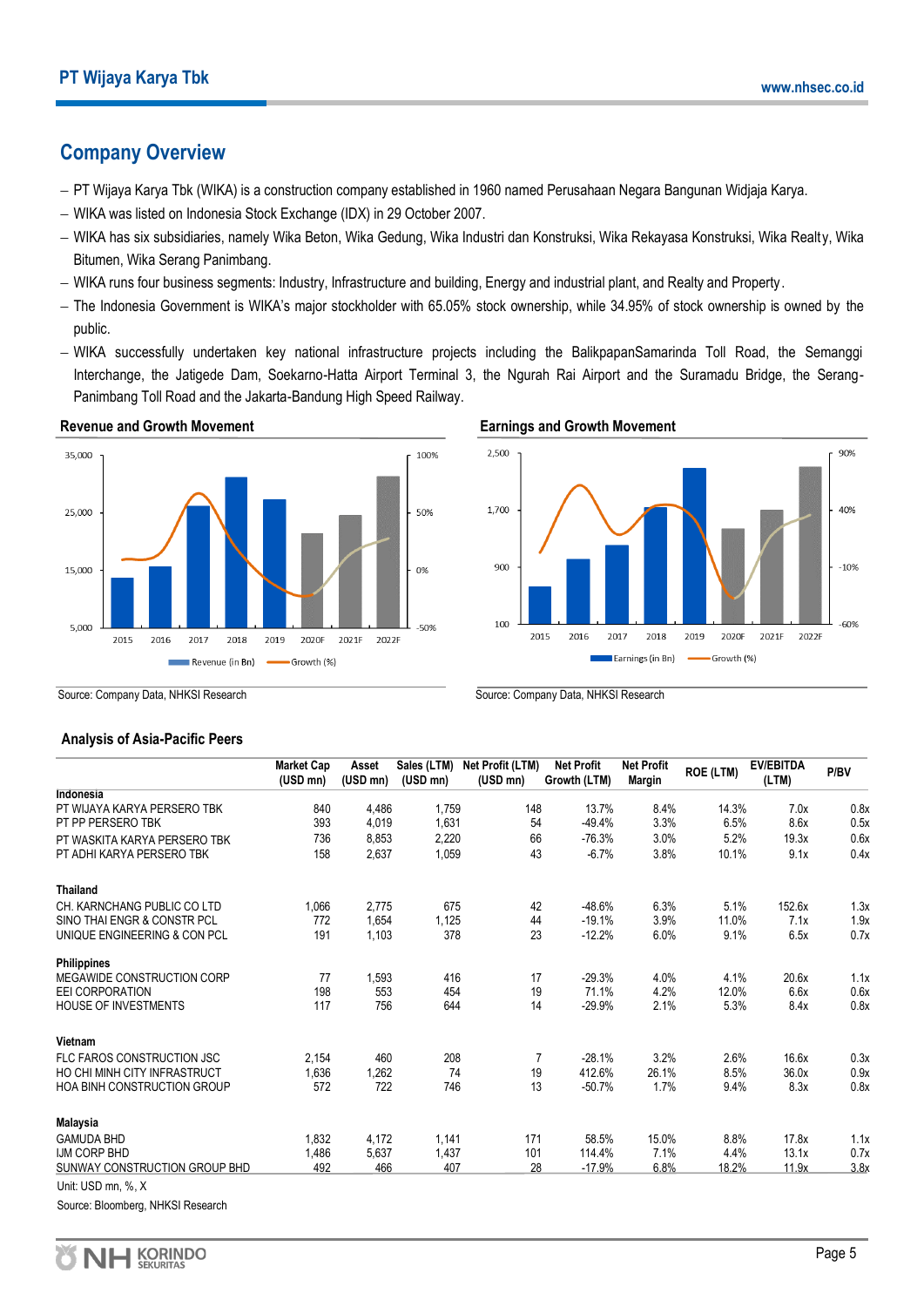## Company Overview

- PT Wijaya Karya Tbk (WIKA) is a construction company established in 1960 named Perusahaan Negara Bangunan Widjaja Karya.
- WIKA was listed on Indonesia Stock Exchange (IDX) in 29 October 2007.
- WIKA has six subsidiaries, namely Wika Beton, Wika Gedung, Wika Industri dan Konstruksi, Wika Rekayasa Konstruksi, Wika Realty, Wika Bitumen, Wika Serang Panimbang.
- WIKA runs four business segments: Industry, Infrastructure and building, Energy and industrial plant, and Realty and Property.
- The Indonesia Government is WIKA's major stockholder with 65.05% stock ownership, while 34.95% of stock ownership is owned by the public.
- WIKA successfully undertaken key national infrastructure projects including the BalikpapanSamarinda Toll Road, the Semanggi Interchange, the Jatigede Dam, Soekarno-Hatta Airport Terminal 3, the Ngurah Rai Airport and the Suramadu Bridge, the Serang-Panimbang Toll Road and the Jakarta-Bandung High Speed Railway.

**Revenue and Growth Movement**

Source: Company Data, NHKSI Research

**Earnings and Growth Movement**

Source: Company Data, NHKSI Research

### Analysis of Asia-Pacific Peers

| | Market Cap (USD mn) | Asset (USD mn) | Sales (LTM) (USD mn) | Net Profit (LTM) (USD mn) | Net Profit Growth (LTM) | Net Profit Margin | ROE (LTM) | EV/EBITDA (LTM) | P/BV |
|---|---|---|---|---|---|---|---|---|---|
| **Indonesia** | | | | | | | | | |
| PT WIJAYA KARYA PERSERO TBK | 840 | 4,486 | 1,759 | 148 | 13.7% | 8.4% | 14.3% | 7.0x | 0.8x |
| PT PP PERSERO TBK | 393 | 4,019 | 1,631 | 54 | -49.4% | 3.3% | 6.5% | 8.6x | 0.5x |
| PT WASKITA KARYA PERSERO TBK | 736 | 8,853 | 2,220 | 66 | -76.3% | 3.0% | 5.2% | 19.3x | 0.6x |
| PT ADHI KARYA PERSERO TBK | 158 | 2,637 | 1,059 | 43 | -6.7% | 3.8% | 10.1% | 9.1x | 0.4x |
| **Thailand** | | | | | | | | | |
| CH. KARNCHANG PUBLIC CO LTD | 1,066 | 2,775 | 675 | 42 | -48.6% | 6.3% | 5.1% | 152.6x | 1.3x |
| SINO THAI ENGR & CONSTR PCL | 772 | 1,654 | 1,125 | 44 | -19.1% | 3.9% | 11.0% | 7.1x | 1.9x |
| UNIQUE ENGINEERING & CON PCL | 191 | 1,103 | 378 | 23 | -12.2% | 6.0% | 9.1% | 6.5x | 0.7x |
| **Philippines** | | | | | | | | | |
| MEGAWIDE CONSTRUCTION CORP | 77 | 1,593 | 416 | 17 | -29.3% | 4.0% | 4.1% | 20.6x | 1.1x |
| EEI CORPORATION | 198 | 553 | 454 | 19 | 71.1% | 4.2% | 12.0% | 6.6x | 0.6x |
| HOUSE OF INVESTMENTS | 117 | 756 | 644 | 14 | -29.9% | 2.1% | 5.3% | 8.4x | 0.8x |
| **Vietnam** | | | | | | | | | |
| FLC FAROS CONSTRUCTION JSC | 2,154 | 460 | 208 | 7 | -28.1% | 3.2% | 2.6% | 16.6x | 0.3x |
| HO CHI MINH CITY INFRASTRUCT | 1,636 | 1,262 | 74 | 19 | 412.6% | 26.1% | 8.5% | 36.0x | 0.9x |
| HOA BINH CONSTRUCTION GROUP | 572 | 722 | 746 | 13 | -50.7% | 1.7% | 9.4% | 8.3x | 0.8x |
| **Malaysia** | | | | | | | | | |
| GAMUDA BHD | 1,832 | 4,172 | 1,141 | 171 | 58.5% | 15.0% | 8.8% | 17.8x | 1.1x |
| IJM CORP BHD | 1,486 | 5,637 | 1,437 | 101 | 114.4% | 7.1% | 4.4% | 13.1x | 0.7x |
| SUNWAY CONSTRUCTION GROUP BHD | 492 | 466 | 407 | 28 | -17.9% | 6.8% | 18.2% | 11.9x | 3.8x |

Unit: USD mn, %, X

Source: Bloomberg, NHKSI Research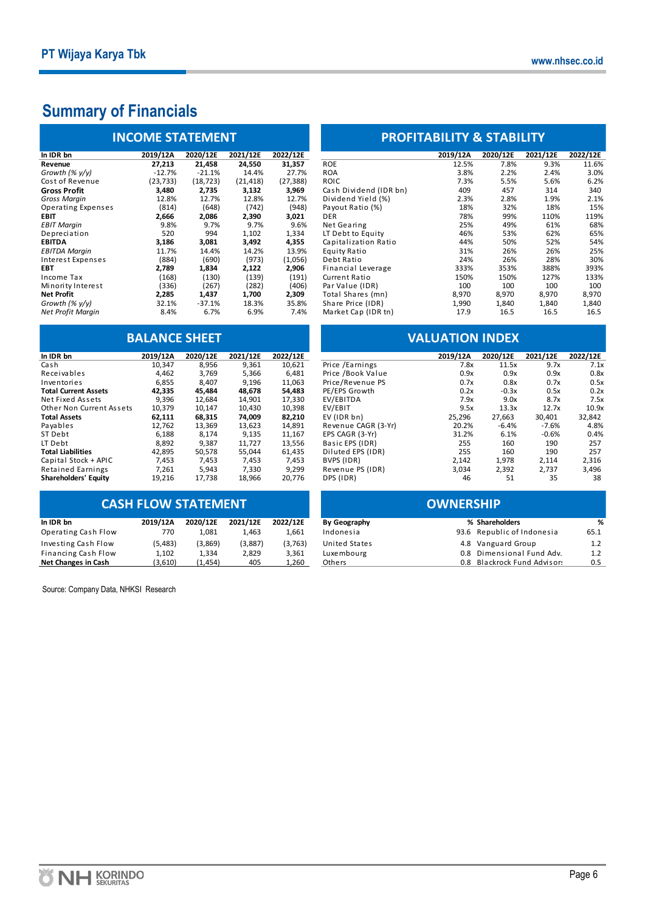# Summary of Financials

## INCOME STATEMENT

| In IDR bn | 2019/12A | 2020/12E | 2021/12E | 2022/12E |
|---|---|---|---|---|
| **Revenue** | **27,213** | **21,458** | **24,550** | **31,357** |
| *Growth (% y/y)* | -12.7% | -21.1% | 14.4% | 27.7% |
| Cost of Revenue | (23,733) | (18,723) | (21,418) | (27,388) |
| **Gross Profit** | **3,480** | **2,735** | **3,132** | **3,969** |
| *Gross Margin* | 12.8% | 12.7% | 12.8% | 12.7% |
| Operating Expenses | (814) | (648) | (742) | (948) |
| **EBIT** | **2,666** | **2,086** | **2,390** | **3,021** |
| *EBIT Margin* | 9.8% | 9.7% | 9.7% | 9.6% |
| Depreciation | 520 | 994 | 1,102 | 1,334 |
| **EBITDA** | **3,186** | **3,081** | **3,492** | **4,355** |
| *EBITDA Margin* | 11.7% | 14.4% | 14.2% | 13.9% |
| Interest Expenses | (884) | (690) | (973) | (1,056) |
| **EBT** | **2,789** | **1,834** | **2,122** | **2,906** |
| Income Tax | (168) | (130) | (139) | (191) |
| Minority Interest | (336) | (267) | (282) | (406) |
| **Net Profit** | **2,285** | **1,437** | **1,700** | **2,309** |
| *Growth (% y/y)* | 32.1% | -37.1% | 18.3% | 35.8% |
| *Net Profit Margin* | 8.4% | 6.7% | 6.9% | 7.4% |

## PROFITABILITY & STABILITY

| | 2019/12A | 2020/12E | 2021/12E | 2022/12E |
|---|---|---|---|---|
| ROE | 12.5% | 7.8% | 9.3% | 11.6% |
| ROA | 3.8% | 2.2% | 2.4% | 3.0% |
| ROIC | 7.3% | 5.5% | 5.6% | 6.2% |
| Cash Dividend (IDR bn) | 409 | 457 | 314 | 340 |
| Dividend Yield (%) | 2.3% | 2.8% | 1.9% | 2.1% |
| Payout Ratio (%) | 18% | 32% | 18% | 15% |
| DER | 78% | 99% | 110% | 119% |
| Net Gearing | 25% | 49% | 61% | 68% |
| LT Debt to Equity | 46% | 53% | 62% | 65% |
| Capitalization Ratio | 44% | 50% | 52% | 54% |
| Equity Ratio | 31% | 26% | 26% | 25% |
| Debt Ratio | 24% | 26% | 28% | 30% |
| Financial Leverage | 333% | 353% | 388% | 393% |
| Current Ratio | 150% | 150% | 127% | 133% |
| Par Value (IDR) | 100 | 100 | 100 | 100 |
| Total Shares (mn) | 8,970 | 8,970 | 8,970 | 8,970 |
| Share Price (IDR) | 1,990 | 1,840 | 1,840 | 1,840 |
| Market Cap (IDR tn) | 17.9 | 16.5 | 16.5 | 16.5 |

## BALANCE SHEET

| In IDR bn | 2019/12A | 2020/12E | 2021/12E | 2022/12E |
|---|---|---|---|---|
| Cash | 10,347 | 8,956 | 9,361 | 10,621 |
| Receivables | 4,462 | 3,769 | 5,366 | 6,481 |
| Inventories | 6,855 | 8,407 | 9,196 | 11,063 |
| **Total Current Assets** | **42,335** | **45,484** | **48,678** | **54,483** |
| Net Fixed Assets | 9,396 | 12,684 | 14,901 | 17,330 |
| Other Non Current Assets | 10,379 | 10,147 | 10,430 | 10,398 |
| **Total Assets** | **62,111** | **68,315** | **74,009** | **82,210** |
| Payables | 12,762 | 13,369 | 13,623 | 14,891 |
| ST Debt | 6,188 | 8,174 | 9,135 | 11,167 |
| LT Debt | 8,892 | 9,387 | 11,727 | 13,556 |
| **Total Liabilities** | **42,895** | **50,578** | **55,044** | **61,435** |
| Capital Stock + APIC | 7,453 | 7,453 | 7,453 | 7,453 |
| Retained Earnings | 7,261 | 5,943 | 7,330 | 9,299 |
| **Shareholders' Equity** | **19,216** | **17,738** | **18,966** | **20,776** |

## VALUATION INDEX

| | 2019/12A | 2020/12E | 2021/12E | 2022/12E |
|---|---|---|---|---|
| Price /Earnings | 7.8x | 11.5x | 9.7x | 7.1x |
| Price /Book Value | 0.9x | 0.9x | 0.9x | 0.8x |
| Price/Revenue PS | 0.7x | 0.8x | 0.7x | 0.5x |
| PE/EPS Growth | 0.2x | -0.3x | 0.5x | 0.2x |
| EV/EBITDA | 7.9x | 9.0x | 8.7x | 7.5x |
| EV/EBIT | 9.5x | 13.3x | 12.7x | 10.9x |
| EV (IDR bn) | 25,296 | 27,663 | 30,401 | 32,842 |
| Revenue CAGR (3-Yr) | 20.2% | -6.4% | -7.6% | 4.8% |
| EPS CAGR (3-Yr) | 31.2% | 6.1% | -0.6% | 0.4% |
| Basic EPS (IDR) | 255 | 160 | 190 | 257 |
| Diluted EPS (IDR) | 255 | 160 | 190 | 257 |
| BVPS (IDR) | 2,142 | 1,978 | 2,114 | 2,316 |
| Revenue PS (IDR) | 3,034 | 2,392 | 2,737 | 3,496 |
| DPS (IDR) | 46 | 51 | 35 | 38 |

## CASH FLOW STATEMENT

| In IDR bn | 2019/12A | 2020/12E | 2021/12E | 2022/12E |
|---|---|---|---|---|
| Operating Cash Flow | 770 | 1,081 | 1,463 | 1,661 |
| Investing Cash Flow | (5,483) | (3,869) | (3,887) | (3,763) |
| Financing Cash Flow | 1,102 | 1,334 | 2,829 | 3,361 |
| **Net Changes in Cash** | **(3,610)** | **(1,454)** | **405** | **1,260** |

## OWNERSHIP

| By Geography | % | Shareholders | % |
|---|---|---|---|
| Indonesia | 93.6 | Republic of Indonesia | 65.1 |
| United States | 4.8 | Vanguard Group | 1.2 |
| Luxembourg | 0.8 | Dimensional Fund Adv. | 1.2 |
| Others | 0.8 | Blackrock Fund Advisors | 0.5 |

Source: Company Data, NHKSI Research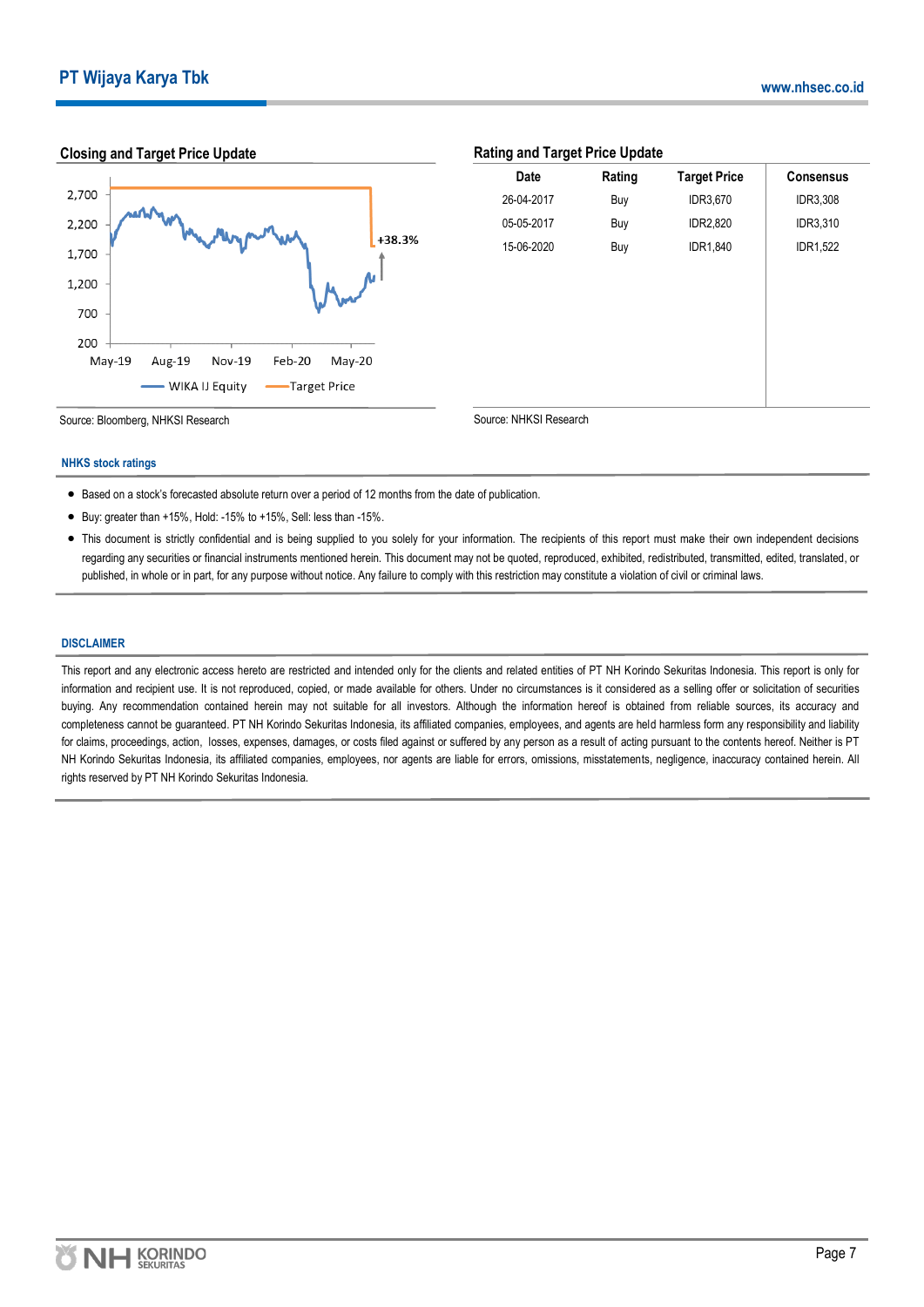### Closing and Target Price Update

2,700
2,200
1,700
1,200
700
200

May-19 Aug-19 Nov-19 Feb-20 May-20

+38.3%

WIKA IJ Equity — Target Price

Source: Bloomberg, NHKSI Research

### Rating and Target Price Update

| Date | Rating | Target Price | Consensus |
|---|---|---|---|
| 26-04-2017 | Buy | IDR3,670 | IDR3,308 |
| 05-05-2017 | Buy | IDR2,820 | IDR3,310 |
| 15-06-2020 | Buy | IDR1,840 | IDR1,522 |

Source: NHKSI Research

#### NHKS stock ratings

- Based on a stock's forecasted absolute return over a period of 12 months from the date of publication.
- Buy: greater than +15%, Hold: -15% to +15%, Sell: less than -15%.
- This document is strictly confidential and is being supplied to you solely for your information. The recipients of this report must make their own independent decisions regarding any securities or financial instruments mentioned herein. This document may not be quoted, reproduced, exhibited, redistributed, transmitted, edited, translated, or published, in whole or in part, for any purpose without notice. Any failure to comply with this restriction may constitute a violation of civil or criminal laws.

#### DISCLAIMER

This report and any electronic access hereto are restricted and intended only for the clients and related entities of PT NH Korindo Sekuritas Indonesia. This report is only for information and recipient use. It is not reproduced, copied, or made available for others. Under no circumstances is it considered as a selling offer or solicitation of securities buying. Any recommendation contained herein may not suitable for all investors. Although the information hereof is obtained from reliable sources, its accuracy and completeness cannot be guaranteed. PT NH Korindo Sekuritas Indonesia, its affiliated companies, employees, and agents are held harmless form any responsibility and liability for claims, proceedings, action, losses, expenses, damages, or costs filed against or suffered by any person as a result of acting pursuant to the contents hereof. Neither is PT NH Korindo Sekuritas Indonesia, its affiliated companies, employees, nor agents are liable for errors, omissions, misstatements, negligence, inaccuracy contained herein. All rights reserved by PT NH Korindo Sekuritas Indonesia.